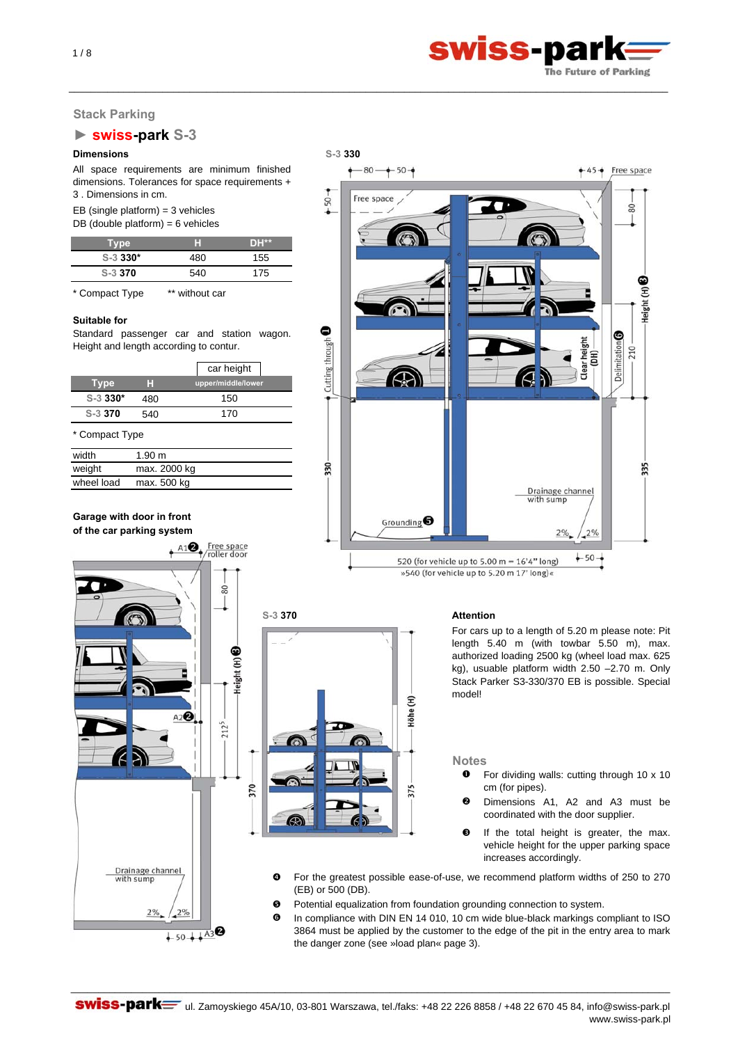## Stack Parking

### ► swiss-park S-3

**Dimensions**

All space requirements are minimum finished dimensions. Tolerances for space requirements + 3 . Dimensions in cm.

EB (single platform) = 3 vehicles
DB (double platform) = 6 vehicles

| Type | H | DH** |
|---|---|---|
| S-3 330* | 480 | 155 |
| S-3 370 | 540 | 175 |

\* Compact Type ** without car

**Suitable for**

Standard passenger car and station wagon. Height and length according to contur.

| Type | H | car height upper/middle/lower |
|---|---|---|
| S-3 330* | 480 | 150 |
| S-3 370 | 540 | 170 |

\* Compact Type

| | |
|---|---|
| width | 1.90 m |
| weight | max. 2000 kg |
| wheel load | max. 500 kg |

**Garage with door in front of the car parking system**

S-3 330

S-3 370

**Attention**

For cars up to a length of 5.20 m please note: Pit length 5.40 m (with towbar 5.50 m), max. authorized loading 2500 kg (wheel load max. 625 kg), usuable platform width 2.50 –2.70 m. Only Stack Parker S3-330/370 EB is possible. Special model!

**Notes**

❶ For dividing walls: cutting through 10 x 10 cm (for pipes).

❷ Dimensions A1, A2 and A3 must be coordinated with the door supplier.

❸ If the total height is greater, the max. vehicle height for the upper parking space increases accordingly.

❹ For the greatest possible ease-of-use, we recommend platform widths of 250 to 270 (EB) or 500 (DB).

❺ Potential equalization from foundation grounding connection to system.

❻ In compliance with DIN EN 14 010, 10 cm wide blue-black markings compliant to ISO 3864 must be applied by the customer to the edge of the pit in the entry area to mark the danger zone (see »load plan« page 3).

swiss-park ul. Zamoyskiego 45A/10, 03-801 Warszawa, tel./faks: +48 22 226 8858 / +48 22 670 45 84, info@swiss-park.pl
www.swiss-park.pl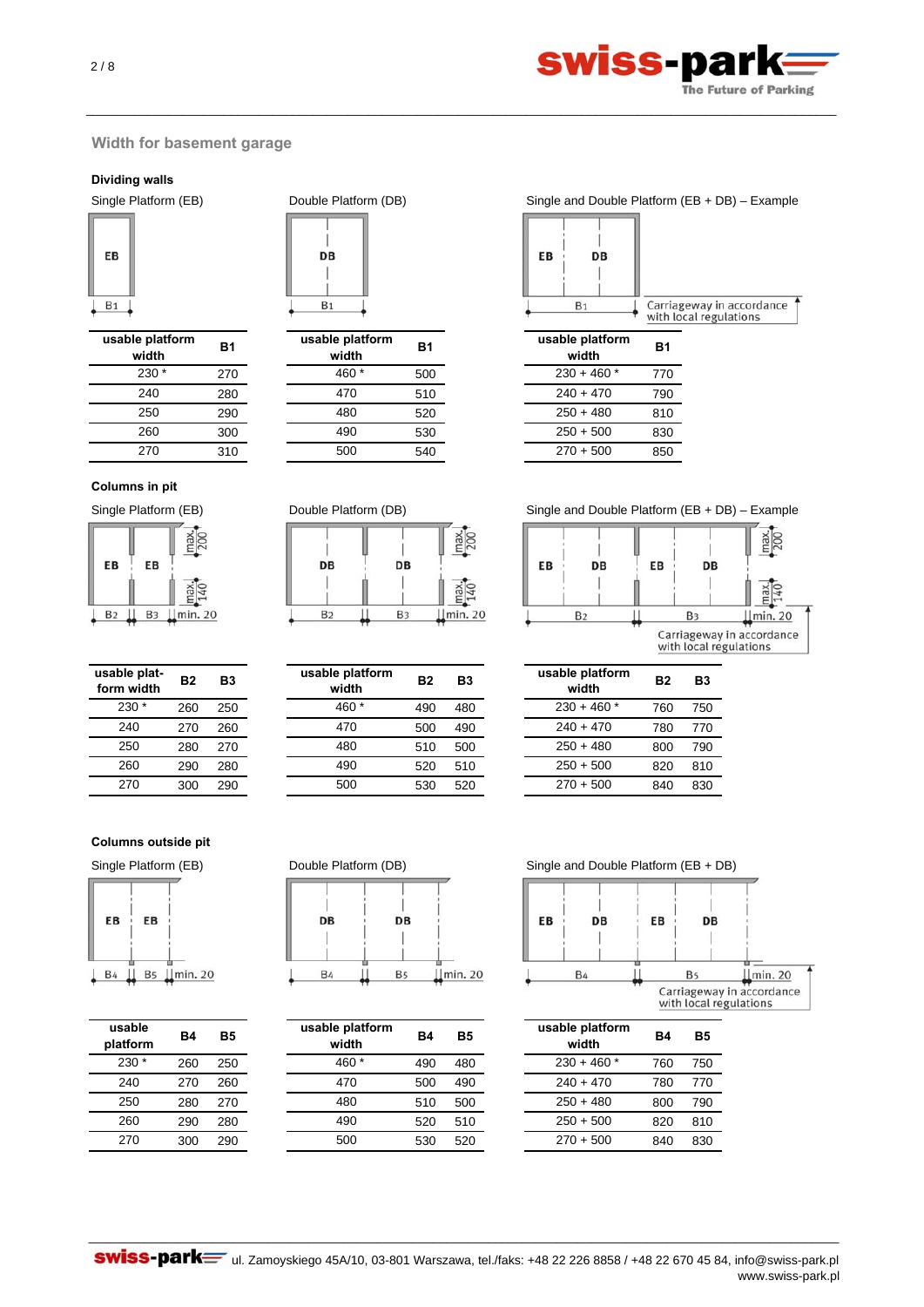## Width for basement garage

### Dividing walls

Single Platform (EB)

| usable platform width | B1 |
|---|---|
| 230 * | 270 |
| 240 | 280 |
| 250 | 290 |
| 260 | 300 |
| 270 | 310 |

Double Platform (DB)

| usable platform width | B1 |
|---|---|
| 460 * | 500 |
| 470 | 510 |
| 480 | 520 |
| 490 | 530 |
| 500 | 540 |

Single and Double Platform (EB + DB) – Example

Carriageway in accordance with local regulations

| usable platform width | B1 |
|---|---|
| 230 + 460 * | 770 |
| 240 + 470 | 790 |
| 250 + 480 | 810 |
| 250 + 500 | 830 |
| 270 + 500 | 850 |

### Columns in pit

Single Platform (EB)

| usable platform width | B2 | B3 |
|---|---|---|
| 230 * | 260 | 250 |
| 240 | 270 | 260 |
| 250 | 280 | 270 |
| 260 | 290 | 280 |
| 270 | 300 | 290 |

Double Platform (DB)

| usable platform width | B2 | B3 |
|---|---|---|
| 460 * | 490 | 480 |
| 470 | 500 | 490 |
| 480 | 510 | 500 |
| 490 | 520 | 510 |
| 500 | 530 | 520 |

Single and Double Platform (EB + DB) – Example

Carriageway in accordance with local regulations

| usable platform width | B2 | B3 |
|---|---|---|
| 230 + 460 * | 760 | 750 |
| 240 + 470 | 780 | 770 |
| 250 + 480 | 800 | 790 |
| 250 + 500 | 820 | 810 |
| 270 + 500 | 840 | 830 |

### Columns outside pit

Single Platform (EB)

| usable platform | B4 | B5 |
|---|---|---|
| 230 * | 260 | 250 |
| 240 | 270 | 260 |
| 250 | 280 | 270 |
| 260 | 290 | 280 |
| 270 | 300 | 290 |

Double Platform (DB)

| usable platform width | B4 | B5 |
|---|---|---|
| 460 * | 490 | 480 |
| 470 | 500 | 490 |
| 480 | 510 | 500 |
| 490 | 520 | 510 |
| 500 | 530 | 520 |

Single and Double Platform (EB + DB)

Carriageway in accordance with local regulations

| usable platform width | B4 | B5 |
|---|---|---|
| 230 + 460 * | 760 | 750 |
| 240 + 470 | 780 | 770 |
| 250 + 480 | 800 | 790 |
| 250 + 500 | 820 | 810 |
| 270 + 500 | 840 | 830 |

ul. Zamoyskiego 45A/10, 03-801 Warszawa, tel./faks: +48 22 226 8858 / +48 22 670 45 84, info@swiss-park.pl
www.swiss-park.pl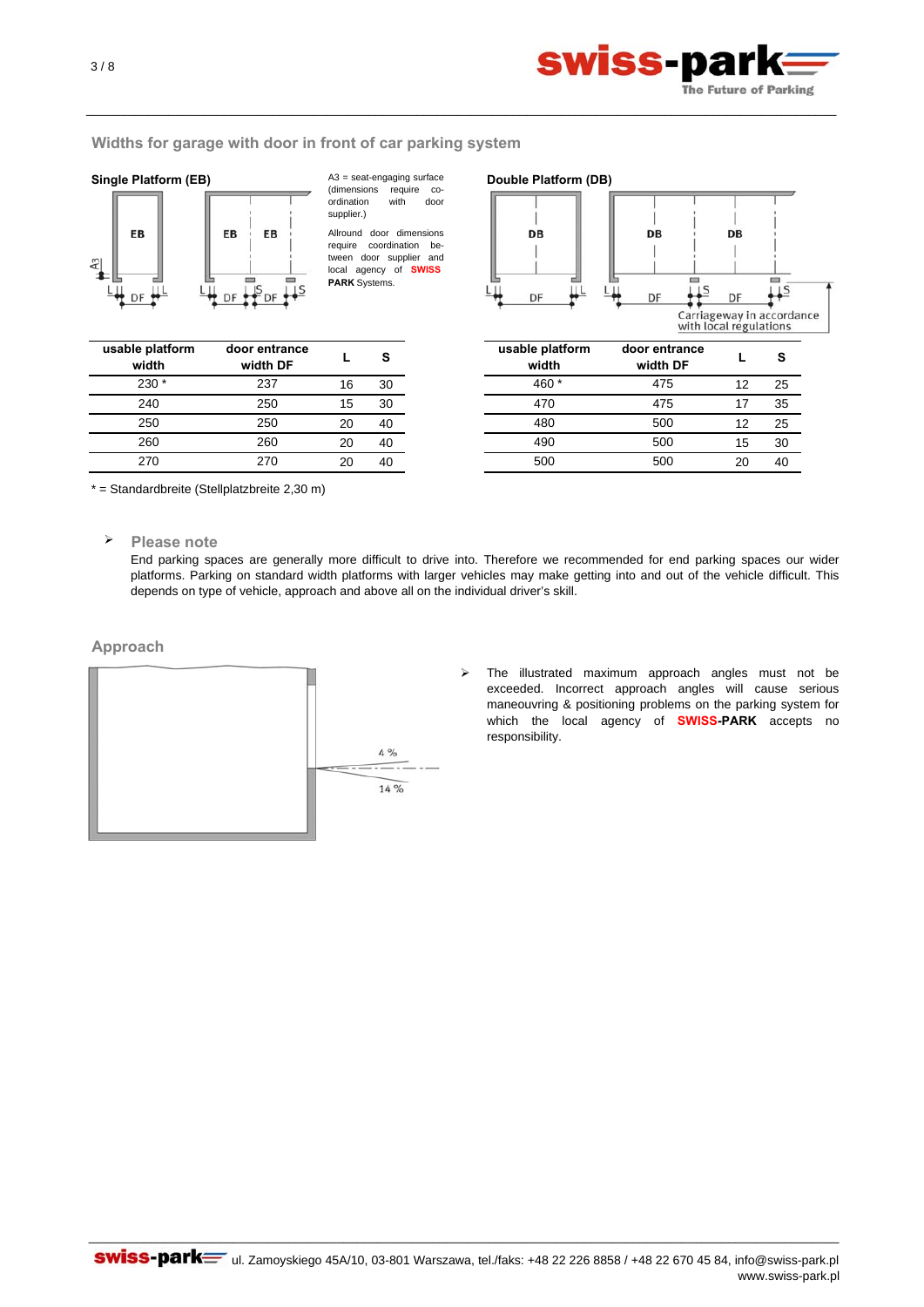## Widths for garage with door in front of car parking system

### Single Platform (EB)

A3 = seat-engaging surface (dimensions require co-ordination with door supplier.)

Allround door dimensions require coordination be-tween door supplier and local agency of **SWISS PARK** Systems.

| usable platform width | door entrance width DF | L | S |
|---|---|---|---|
| 230 * | 237 | 16 | 30 |
| 240 | 250 | 15 | 30 |
| 250 | 250 | 20 | 40 |
| 260 | 260 | 20 | 40 |
| 270 | 270 | 20 | 40 |

### Double Platform (DB)

Carriageway in accordance with local regulations

| usable platform width | door entrance width DF | L | S |
|---|---|---|---|
| 460 * | 475 | 12 | 25 |
| 470 | 475 | 17 | 35 |
| 480 | 500 | 12 | 25 |
| 490 | 500 | 15 | 30 |
| 500 | 500 | 20 | 40 |

* = Standardbreite (Stellplatzbreite 2,30 m)

- **Please note**

  End parking spaces are generally more difficult to drive into. Therefore we recommended for end parking spaces our wider platforms. Parking on standard width platforms with larger vehicles may make getting into and out of the vehicle difficult. This depends on type of vehicle, approach and above all on the individual driver's skill.

## Approach

4 %

14 %

- The illustrated maximum approach angles must not be exceeded. Incorrect approach angles will cause serious maneouvring & positioning problems on the parking system for which the local agency of **SWISS-PARK** accepts no responsibility.

**swiss-park** ul. Zamoyskiego 45A/10, 03-801 Warszawa, tel./faks: +48 22 226 8858 / +48 22 670 45 84, info@swiss-park.pl
www.swiss-park.pl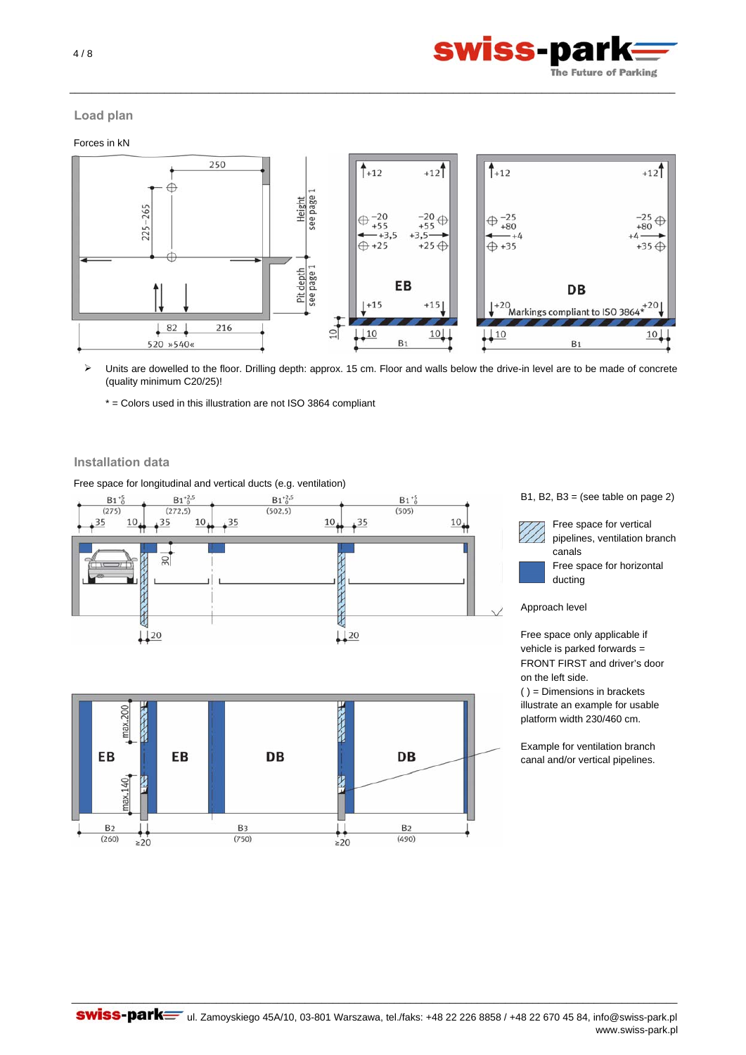## Load plan

Forces in kN

- Units are dowelled to the floor. Drilling depth: approx. 15 cm. Floor and walls below the drive-in level are to be made of concrete (quality minimum C20/25)!

  * = Colors used in this illustration are not ISO 3864 compliant

## Installation data

Free space for longitudinal and vertical ducts (e.g. ventilation)

B1, B2, B3 = (see table on page 2)

Free space for vertical pipelines, ventilation branch canals

Free space for horizontal ducting

Approach level

Free space only applicable if vehicle is parked forwards = FRONT FIRST and driver's door on the left side.

( ) = Dimensions in brackets illustrate an example for usable platform width 230/460 cm.

Example for ventilation branch canal and/or vertical pipelines.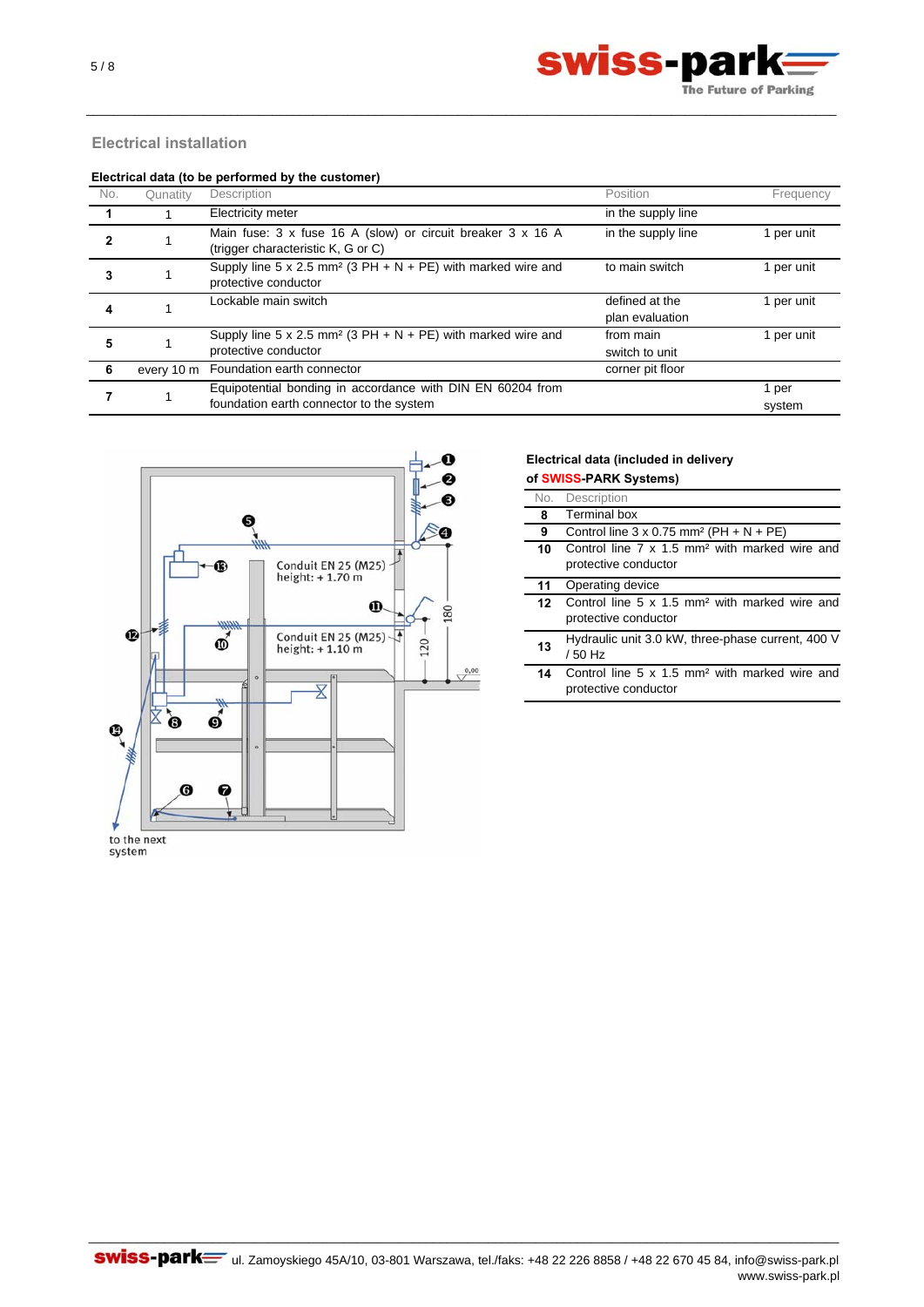## Electrical installation

**Electrical data (to be performed by the customer)**

| No. | Qunatity | Description | Position | Frequency |
|---|---|---|---|---|
| **1** | 1 | Electricity meter | in the supply line | |
| **2** | 1 | Main fuse: 3 x fuse 16 A (slow) or circuit breaker 3 x 16 A (trigger characteristic K, G or C) | in the supply line | 1 per unit |
| **3** | 1 | Supply line 5 x 2.5 mm² (3 PH + N + PE) with marked wire and protective conductor | to main switch | 1 per unit |
| **4** | 1 | Lockable main switch | defined at the plan evaluation | 1 per unit |
| **5** | 1 | Supply line 5 x 2.5 mm² (3 PH + N + PE) with marked wire and protective conductor | from main switch to unit | 1 per unit |
| **6** | every 10 m | Foundation earth connector | corner pit floor | |
| **7** | 1 | Equipotential bonding in accordance with DIN EN 60204 from foundation earth connector to the system | | 1 per system |

Conduit EN 25 (M25) height: + 1.70 m

Conduit EN 25 (M25) height: + 1.10 m

180

120

0,00

to the next system

**Electrical data (included in delivery of SWISS-PARK Systems)**

| No. | Description |
|---|---|
| **8** | Terminal box |
| **9** | Control line 3 x 0.75 mm² (PH + N + PE) |
| **10** | Control line 7 x 1.5 mm² with marked wire and protective conductor |
| **11** | Operating device |
| **12** | Control line 5 x 1.5 mm² with marked wire and protective conductor |
| **13** | Hydraulic unit 3.0 kW, three-phase current, 400 V / 50 Hz |
| **14** | Control line 5 x 1.5 mm² with marked wire and protective conductor |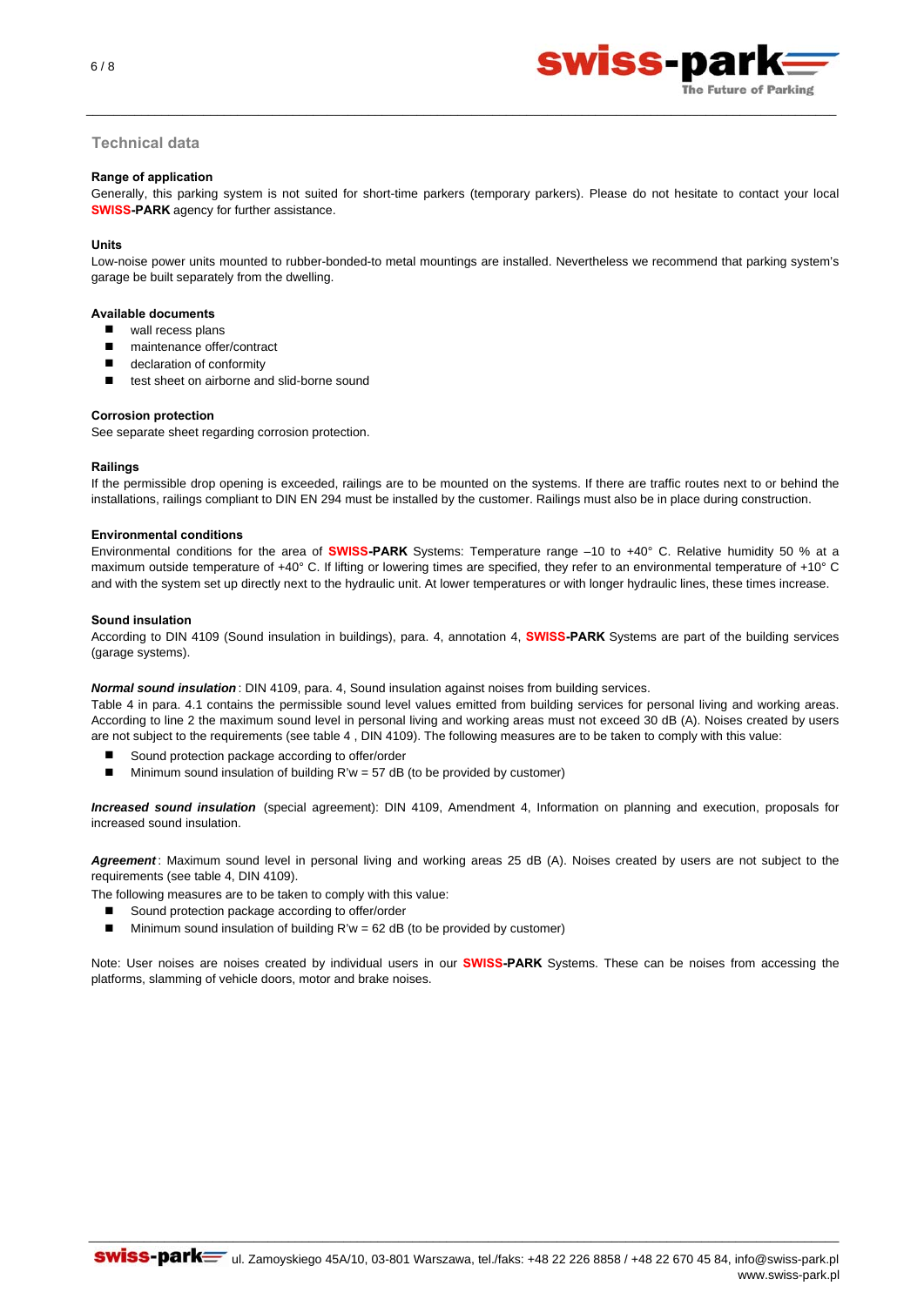## Technical data

**Range of application**

Generally, this parking system is not suited for short-time parkers (temporary parkers). Please do not hesitate to contact your local **SWISS-PARK** agency for further assistance.

**Units**

Low-noise power units mounted to rubber-bonded-to metal mountings are installed. Nevertheless we recommend that parking system's garage be built separately from the dwelling.

**Available documents**

- wall recess plans
- maintenance offer/contract
- declaration of conformity
- test sheet on airborne and slid-borne sound

**Corrosion protection**

See separate sheet regarding corrosion protection.

**Railings**

If the permissible drop opening is exceeded, railings are to be mounted on the systems. If there are traffic routes next to or behind the installations, railings compliant to DIN EN 294 must be installed by the customer. Railings must also be in place during construction.

**Environmental conditions**

Environmental conditions for the area of **SWISS-PARK** Systems: Temperature range –10 to +40° C. Relative humidity 50 % at a maximum outside temperature of +40° C. If lifting or lowering times are specified, they refer to an environmental temperature of +10° C and with the system set up directly next to the hydraulic unit. At lower temperatures or with longer hydraulic lines, these times increase.

**Sound insulation**

According to DIN 4109 (Sound insulation in buildings), para. 4, annotation 4, **SWISS-PARK** Systems are part of the building services (garage systems).

***Normal sound insulation***: DIN 4109, para. 4, Sound insulation against noises from building services.

Table 4 in para. 4.1 contains the permissible sound level values emitted from building services for personal living and working areas. According to line 2 the maximum sound level in personal living and working areas must not exceed 30 dB (A). Noises created by users are not subject to the requirements (see table 4 , DIN 4109). The following measures are to be taken to comply with this value:

- Sound protection package according to offer/order
- Minimum sound insulation of building R'w = 57 dB (to be provided by customer)

***Increased sound insulation*** (special agreement): DIN 4109, Amendment 4, Information on planning and execution, proposals for increased sound insulation.

***Agreement***: Maximum sound level in personal living and working areas 25 dB (A). Noises created by users are not subject to the requirements (see table 4, DIN 4109).

The following measures are to be taken to comply with this value:

- Sound protection package according to offer/order
- Minimum sound insulation of building R'w = 62 dB (to be provided by customer)

Note: User noises are noises created by individual users in our **SWISS-PARK** Systems. These can be noises from accessing the platforms, slamming of vehicle doors, motor and brake noises.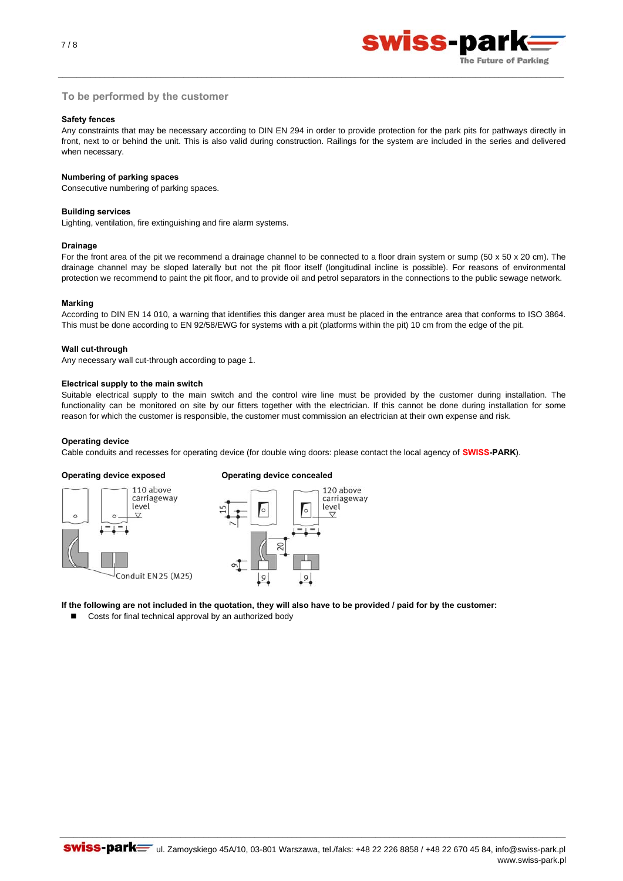## To be performed by the customer

**Safety fences**

Any constraints that may be necessary according to DIN EN 294 in order to provide protection for the park pits for pathways directly in front, next to or behind the unit. This is also valid during construction. Railings for the system are included in the series and delivered when necessary.

**Numbering of parking spaces**

Consecutive numbering of parking spaces.

**Building services**

Lighting, ventilation, fire extinguishing and fire alarm systems.

**Drainage**

For the front area of the pit we recommend a drainage channel to be connected to a floor drain system or sump (50 x 50 x 20 cm). The drainage channel may be sloped laterally but not the pit floor itself (longitudinal incline is possible). For reasons of environmental protection we recommend to paint the pit floor, and to provide oil and petrol separators in the connections to the public sewage network.

**Marking**

According to DIN EN 14 010, a warning that identifies this danger area must be placed in the entrance area that conforms to ISO 3864. This must be done according to EN 92/58/EWG for systems with a pit (platforms within the pit) 10 cm from the edge of the pit.

**Wall cut-through**

Any necessary wall cut-through according to page 1.

**Electrical supply to the main switch**

Suitable electrical supply to the main switch and the control wire line must be provided by the customer during installation. The functionality can be monitored on site by our fitters together with the electrician. If this cannot be done during installation for some reason for which the customer is responsible, the customer must commission an electrician at their own expense and risk.

**Operating device**

Cable conduits and recesses for operating device (for double wing doors: please contact the local agency of **SWISS-PARK**).

**Operating device exposed**

110 above carriageway level

Conduit EN25 (M25)

**Operating device concealed**

120 above carriageway level

15, 7, 20, 9, 9, 9

**If the following are not included in the quotation, they will also have to be provided / paid for by the customer:**

- Costs for final technical approval by an authorized body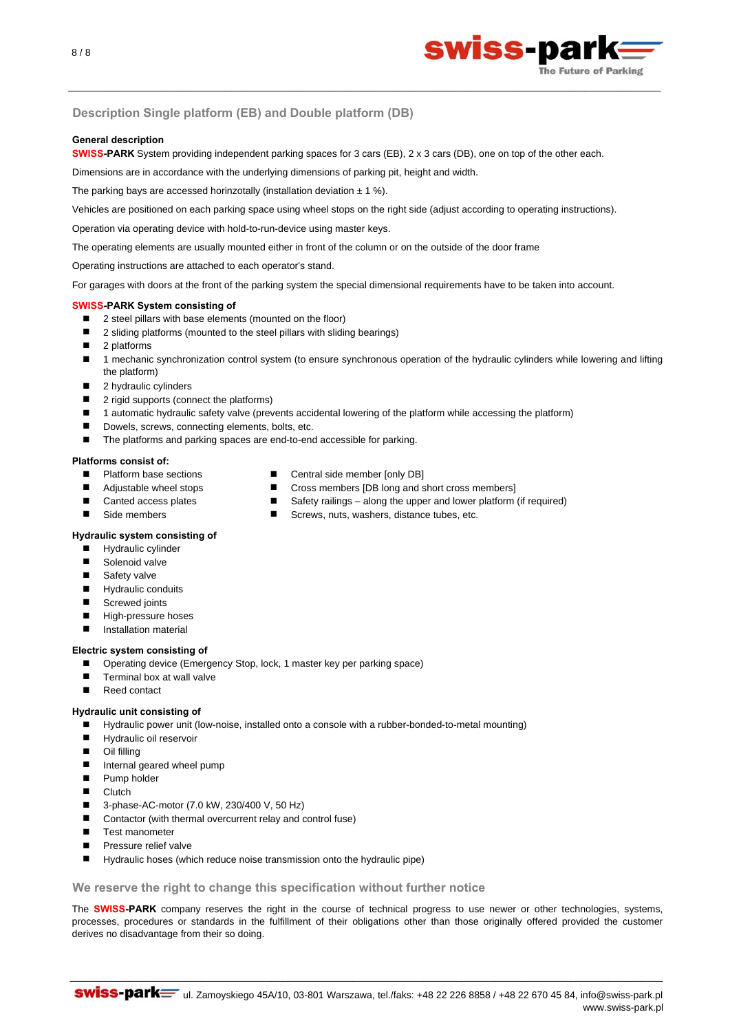## Description Single platform (EB) and Double platform (DB)

**General description**

**SWISS-PARK** System providing independent parking spaces for 3 cars (EB), 2 x 3 cars (DB), one on top of the other each.

Dimensions are in accordance with the underlying dimensions of parking pit, height and width.

The parking bays are accessed horinzotally (installation deviation ± 1 %).

Vehicles are positioned on each parking space using wheel stops on the right side (adjust according to operating instructions).

Operation via operating device with hold-to-run-device using master keys.

The operating elements are usually mounted either in front of the column or on the outside of the door frame

Operating instructions are attached to each operator's stand.

For garages with doors at the front of the parking system the special dimensional requirements have to be taken into account.

**SWISS-PARK System consisting of**

- 2 steel pillars with base elements (mounted on the floor)
- 2 sliding platforms (mounted to the steel pillars with sliding bearings)
- 2 platforms
- 1 mechanic synchronization control system (to ensure synchronous operation of the hydraulic cylinders while lowering and lifting the platform)
- 2 hydraulic cylinders
- 2 rigid supports (connect the platforms)
- 1 automatic hydraulic safety valve (prevents accidental lowering of the platform while accessing the platform)
- Dowels, screws, connecting elements, bolts, etc.
- The platforms and parking spaces are end-to-end accessible for parking.

**Platforms consist of:**

- Platform base sections
- Adjustable wheel stops
- Canted access plates
- Side members
- Central side member [only DB]
- Cross members [DB long and short cross members]
- Safety railings – along the upper and lower platform (if required)
- Screws, nuts, washers, distance tubes, etc.

**Hydraulic system consisting of**

- Hydraulic cylinder
- Solenoid valve
- Safety valve
- Hydraulic conduits
- Screwed joints
- High-pressure hoses
- Installation material

**Electric system consisting of**

- Operating device (Emergency Stop, lock, 1 master key per parking space)
- Terminal box at wall valve
- Reed contact

**Hydraulic unit consisting of**

- Hydraulic power unit (low-noise, installed onto a console with a rubber-bonded-to-metal mounting)
- Hydraulic oil reservoir
- Oil filling
- Internal geared wheel pump
- Pump holder
- Clutch
- 3-phase-AC-motor (7.0 kW, 230/400 V, 50 Hz)
- Contactor (with thermal overcurrent relay and control fuse)
- Test manometer
- Pressure relief valve
- Hydraulic hoses (which reduce noise transmission onto the hydraulic pipe)

## We reserve the right to change this specification without further notice

The **SWISS-PARK** company reserves the right in the course of technical progress to use newer or other technologies, systems, processes, procedures or standards in the fulfillment of their obligations other than those originally offered provided the customer derives no disadvantage from their so doing.